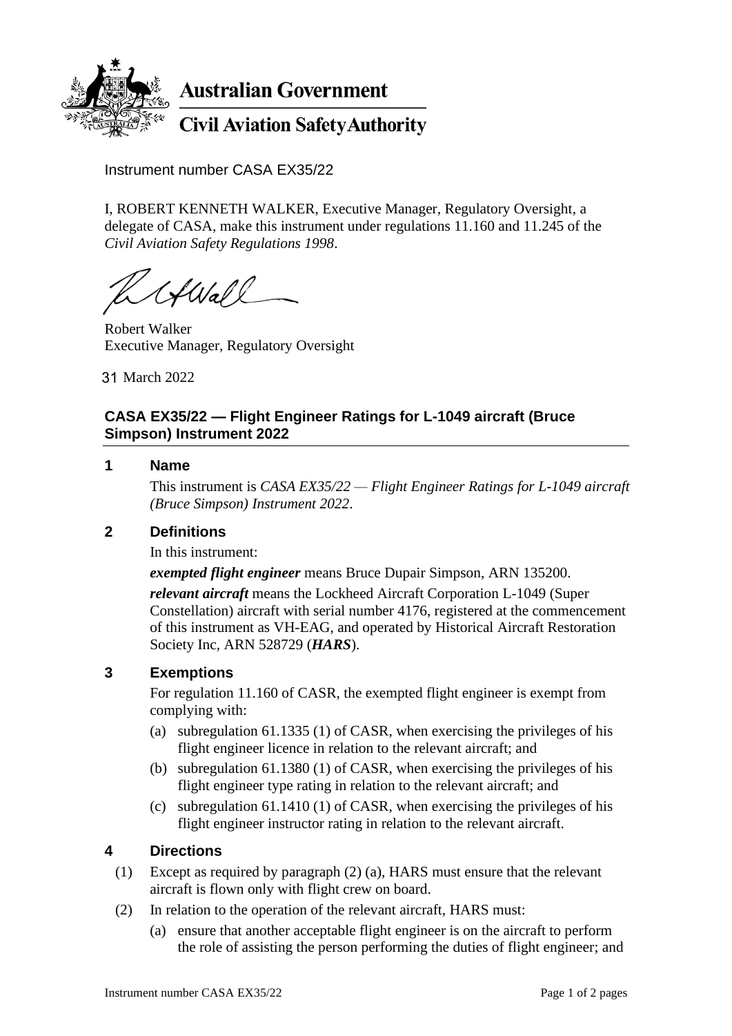**Australian Government**

**Civil Aviation Safety Authority**

Instrument number CASA EX35/22

I, ROBERT KENNETH WALKER, Executive Manager, Regulatory Oversight, a delegate of CASA, make this instrument under regulations 11.160 and 11.245 of the *Civil Aviation Safety Regulations 1998*.

Robert Walker
Executive Manager, Regulatory Oversight

31 March 2022

## CASA EX35/22 — Flight Engineer Ratings for L-1049 aircraft (Bruce Simpson) Instrument 2022

### 1 Name

This instrument is *CASA EX35/22 — Flight Engineer Ratings for L-1049 aircraft (Bruce Simpson) Instrument 2022*.

### 2 Definitions

In this instrument:

***exempted flight engineer*** means Bruce Dupair Simpson, ARN 135200.

***relevant aircraft*** means the Lockheed Aircraft Corporation L-1049 (Super Constellation) aircraft with serial number 4176, registered at the commencement of this instrument as VH-EAG, and operated by Historical Aircraft Restoration Society Inc, ARN 528729 (***HARS***).

### 3 Exemptions

For regulation 11.160 of CASR, the exempted flight engineer is exempt from complying with:

(a) subregulation 61.1335 (1) of CASR, when exercising the privileges of his flight engineer licence in relation to the relevant aircraft; and

(b) subregulation 61.1380 (1) of CASR, when exercising the privileges of his flight engineer type rating in relation to the relevant aircraft; and

(c) subregulation 61.1410 (1) of CASR, when exercising the privileges of his flight engineer instructor rating in relation to the relevant aircraft.

### 4 Directions

(1) Except as required by paragraph (2) (a), HARS must ensure that the relevant aircraft is flown only with flight crew on board.

(2) In relation to the operation of the relevant aircraft, HARS must:

(a) ensure that another acceptable flight engineer is on the aircraft to perform the role of assisting the person performing the duties of flight engineer; and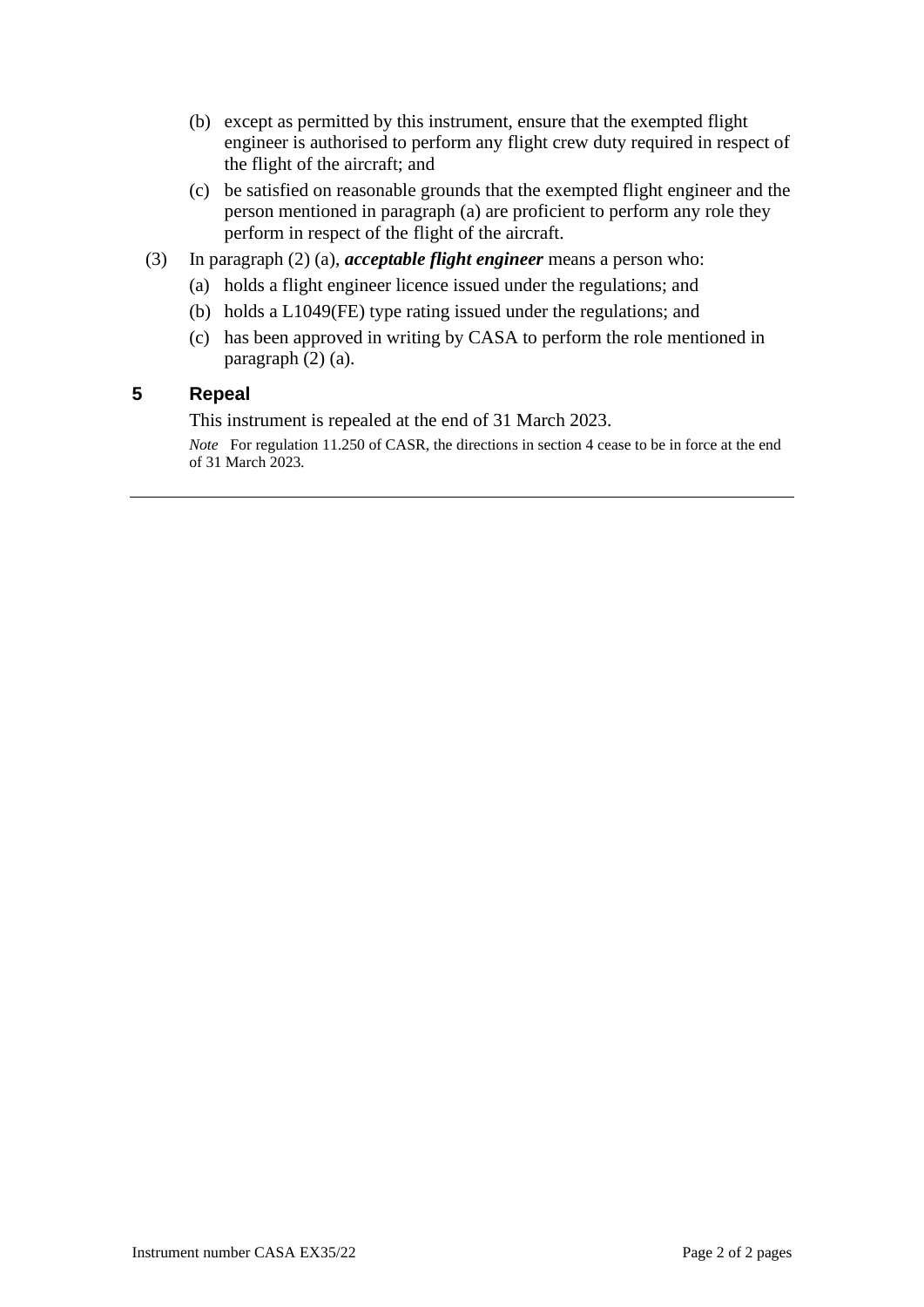(b) except as permitted by this instrument, ensure that the exempted flight engineer is authorised to perform any flight crew duty required in respect of the flight of the aircraft; and

(c) be satisfied on reasonable grounds that the exempted flight engineer and the person mentioned in paragraph (a) are proficient to perform any role they perform in respect of the flight of the aircraft.

(3) In paragraph (2) (a), ***acceptable flight engineer*** means a person who:

(a) holds a flight engineer licence issued under the regulations; and

(b) holds a L1049(FE) type rating issued under the regulations; and

(c) has been approved in writing by CASA to perform the role mentioned in paragraph (2) (a).

## 5 Repeal

This instrument is repealed at the end of 31 March 2023.

*Note* For regulation 11.250 of CASR, the directions in section 4 cease to be in force at the end of 31 March 2023.